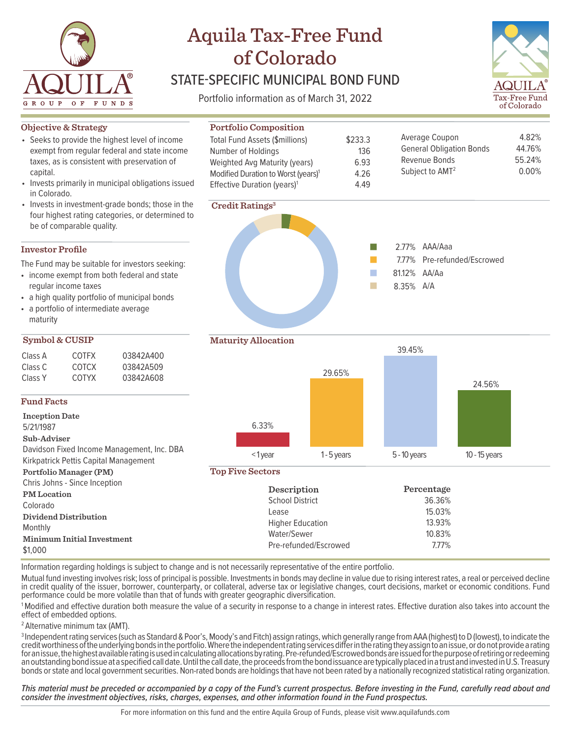# Aquila Tax-Free Fund of Colorado

## STATE-SPECIFIC MUNICIPAL BOND FUND

Portfolio information as of March 31, 2022

### Objective & Strategy

- Seeks to provide the highest level of income exempt from regular federal and state income taxes, as is consistent with preservation of capital.
- Invests primarily in municipal obligations issued in Colorado.
- Invests in investment-grade bonds; those in the four highest rating categories, or determined to be of comparable quality.

### Investor Profile

The Fund may be suitable for investors seeking:

- income exempt from both federal and state regular income taxes
- a high quality portfolio of municipal bonds
- a portfolio of intermediate average maturity

### Symbol & CUSIP

| Class | Symbol | CUSIP |
|---|---|---|
| Class A | COTFX | 03842A400 |
| Class C | COTCX | 03842A509 |
| Class Y | COTYX | 03842A608 |

### Fund Facts

**Inception Date**
5/21/1987

**Sub-Adviser**
Davidson Fixed Income Management, Inc. DBA Kirkpatrick Pettis Capital Management

**Portfolio Manager (PM)**
Chris Johns - Since Inception

**PM Location**
Colorado

**Dividend Distribution**
Monthly

**Minimum Initial Investment**
$1,000

### Portfolio Composition

| | |
|---|---|
| Total Fund Assets ($millions) | $233.3 |
| Number of Holdings | 136 |
| Weighted Avg Maturity (years) | 6.93 |
| Modified Duration to Worst (years)[1] | 4.26 |
| Effective Duration (years)[1] | 4.49 |

| | |
|---|---|
| Average Coupon | 4.82% |
| General Obligation Bonds | 44.76% |
| Revenue Bonds | 55.24% |
| Subject to AMT[2] | 0.00% |

### Credit Ratings[3]

| Percentage | Rating |
|---|---|
| 2.77% | AAA/Aaa |
| 7.77% | Pre-refunded/Escrowed |
| 81.12% | AA/Aa |
| 8.35% | A/A |

### Maturity Allocation

| Maturity | Percentage |
|---|---|
| < 1 year | 6.33% |
| 1 - 5 years | 29.65% |
| 5 - 10 years | 39.45% |
| 10 - 15 years | 24.56% |

### Top Five Sectors

| Description | Percentage |
|---|---|
| School District | 36.36% |
| Lease | 15.03% |
| Higher Education | 13.93% |
| Water/Sewer | 10.83% |
| Pre-refunded/Escrowed | 7.77% |

Information regarding holdings is subject to change and is not necessarily representative of the entire portfolio.

Mutual fund investing involves risk; loss of principal is possible. Investments in bonds may decline in value due to rising interest rates, a real or perceived decline in credit quality of the issuer, borrower, counterparty, or collateral, adverse tax or legislative changes, court decisions, market or economic conditions. Fund performance could be more volatile than that of funds with greater geographic diversification.

[1] Modified and effective duration both measure the value of a security in response to a change in interest rates. Effective duration also takes into account the effect of embedded options.

[2] Alternative minimum tax (AMT).

[3] Independent rating services (such as Standard & Poor's, Moody's and Fitch) assign ratings, which generally range from AAA (highest) to D (lowest), to indicate the creditworthiness of the underlying bonds in the portfolio. Where the independent rating services differ in the rating they assign to an issue, or do not provide a rating for an issue, the highest available rating is used in calculating allocations by rating. Pre-refunded/Escrowed bonds are issued for the purpose of retiring or redeeming an outstanding bond issue at a specified call date. Until the call date, the proceeds from the bond issuance are typically placed in a trust and invested in U.S. Treasury bonds or state and local government securities. Non-rated bonds are holdings that have not been rated by a nationally recognized statistical rating organization.

***This material must be preceded or accompanied by a copy of the Fund's current prospectus. Before investing in the Fund, carefully read about and consider the investment objectives, risks, charges, expenses, and other information found in the Fund prospectus.***

For more information on this fund and the entire Aquila Group of Funds, please visit www.aquilafunds.com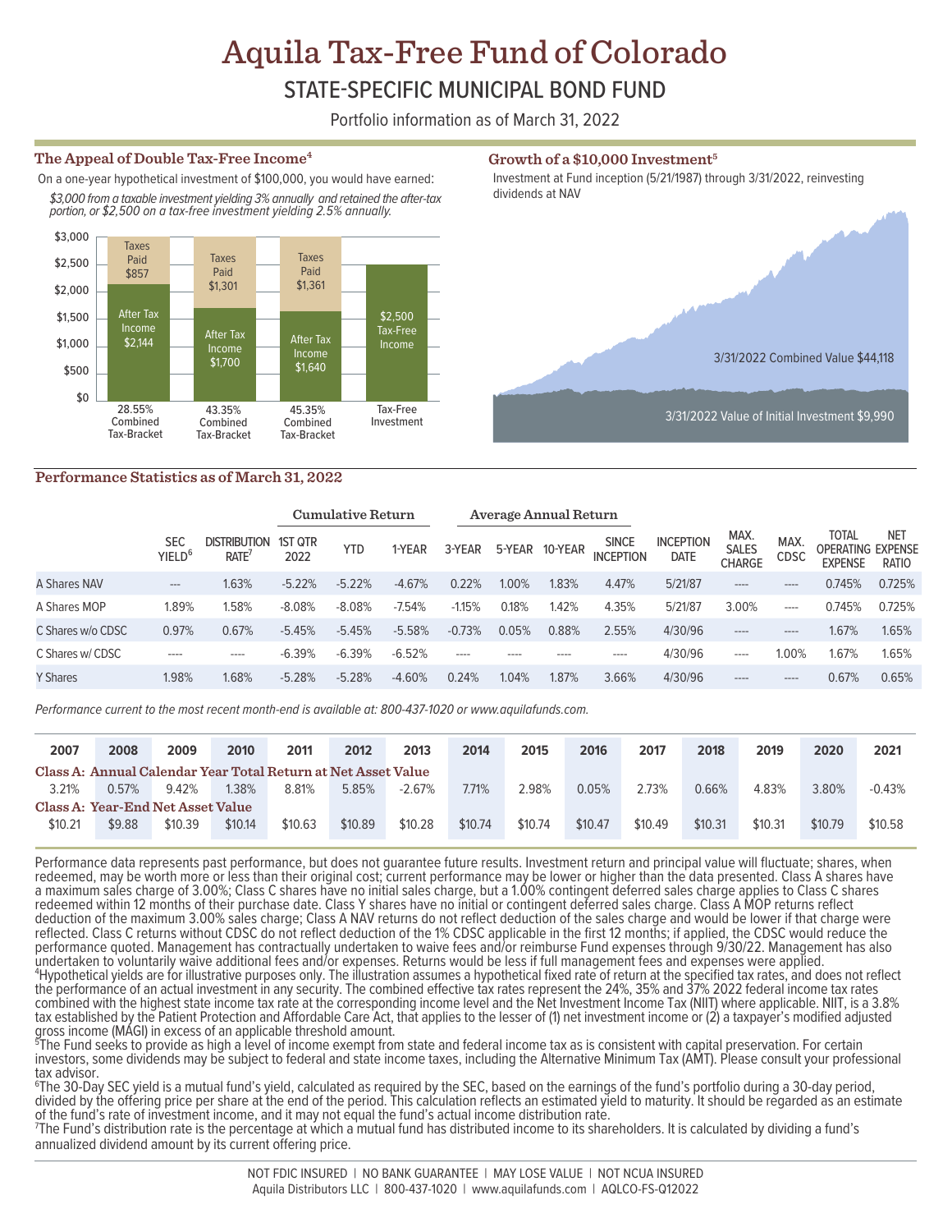# Aquila Tax-Free Fund of Colorado

## STATE-SPECIFIC MUNICIPAL BOND FUND

Portfolio information as of March 31, 2022

### The Appeal of Double Tax-Free Income[4]

On a one-year hypothetical investment of $100,000, you would have earned:

*$3,000 from a taxable investment yielding 3% annually and retained the after-tax portion, or $2,500 on a tax-free investment yielding 2.5% annually.*

$3,000
$2,500
$2,000
$1,500
$1,000
$500
$0

Taxes Paid $857
After Tax Income $2,144
28.55% Combined Tax-Bracket

Taxes Paid $1,301
After Tax Income $1,700
43.35% Combined Tax-Bracket

Taxes Paid $1,361
After Tax Income $1,640
45.35% Combined Tax-Bracket

$2,500 Tax-Free Income
Tax-Free Investment

### Growth of a $10,000 Investment[5]

Investment at Fund inception (5/21/1987) through 3/31/2022, reinvesting dividends at NAV

3/31/2022 Combined Value $44,118

3/31/2022 Value of Initial Investment $9,990

### Performance Statistics as of March 31, 2022

| | | | Cumulative Return | | | Average Annual Return | | | | | | | | |
|---|---|---|---|---|---|---|---|---|---|---|---|---|---|---|
| | SEC YIELD[6] | DISTRIBUTION RATE[7] | 1ST QTR 2022 | YTD | 1-YEAR | 3-YEAR | 5-YEAR | 10-YEAR | SINCE INCEPTION | INCEPTION DATE | MAX. SALES CHARGE | MAX. CDSC | TOTAL OPERATING EXPENSE | NET EXPENSE RATIO |
| A Shares NAV | --- | 1.63% | -5.22% | -5.22% | -4.67% | 0.22% | 1.00% | 1.83% | 4.47% | 5/21/87 | ---- | ---- | 0.745% | 0.725% |
| A Shares MOP | 1.89% | 1.58% | -8.08% | -8.08% | -7.54% | -1.15% | 0.18% | 1.42% | 4.35% | 5/21/87 | 3.00% | ---- | 0.745% | 0.725% |
| C Shares w/o CDSC | 0.97% | 0.67% | -5.45% | -5.45% | -5.58% | -0.73% | 0.05% | 0.88% | 2.55% | 4/30/96 | ---- | ---- | 1.67% | 1.65% |
| C Shares w/ CDSC | ---- | ---- | -6.39% | -6.39% | -6.52% | ---- | ---- | ---- | ---- | 4/30/96 | ---- | 1.00% | 1.67% | 1.65% |
| Y Shares | 1.98% | 1.68% | -5.28% | -5.28% | -4.60% | 0.24% | 1.04% | 1.87% | 3.66% | 4/30/96 | ---- | ---- | 0.67% | 0.65% |

*Performance current to the most recent month-end is available at: 800-437-1020 or www.aquilafunds.com.*

| 2007 | 2008 | 2009 | 2010 | 2011 | 2012 | 2013 | 2014 | 2015 | 2016 | 2017 | 2018 | 2019 | 2020 | 2021 |
|---|---|---|---|---|---|---|---|---|---|---|---|---|---|---|
| **Class A: Annual Calendar Year Total Return at Net Asset Value** | | | | | | | | | | | | | | |
| 3.21% | 0.57% | 9.42% | 1.38% | 8.81% | 5.85% | -2.67% | 7.71% | 2.98% | 0.05% | 2.73% | 0.66% | 4.83% | 3.80% | -0.43% |
| **Class A: Year-End Net Asset Value** | | | | | | | | | | | | | | |
| $10.21 | $9.88 | $10.39 | $10.14 | $10.63 | $10.89 | $10.28 | $10.74 | $10.74 | $10.47 | $10.49 | $10.31 | $10.31 | $10.79 | $10.58 |

Performance data represents past performance, but does not guarantee future results. Investment return and principal value will fluctuate; shares, when redeemed, may be worth more or less than their original cost; current performance may be lower or higher than the data presented. Class A shares have a maximum sales charge of 3.00%; Class C shares have no initial sales charge, but a 1.00% contingent deferred sales charge applies to Class C shares redeemed within 12 months of their purchase date. Class Y shares have no initial or contingent deferred sales charge. Class A MOP returns reflect deduction of the maximum 3.00% sales charge; Class A NAV returns do not reflect deduction of the sales charge and would be lower if that charge were reflected. Class C returns without CDSC do not reflect deduction of the 1% CDSC applicable in the first 12 months; if applied, the CDSC would reduce the performance quoted. Management has contractually undertaken to waive fees and/or reimburse Fund expenses through 9/30/22. Management has also undertaken to voluntarily waive additional fees and/or expenses. Returns would be less if full management fees and expenses were applied.

[4]Hypothetical yields are for illustrative purposes only. The illustration assumes a hypothetical fixed rate of return at the specified tax rates, and does not reflect the performance of an actual investment in any security. The combined effective tax rates represent the 24%, 35% and 37% 2022 federal income tax rates combined with the highest state income tax rate at the corresponding income level and the Net Investment Income Tax (NIIT) where applicable. NIIT, is a 3.8% tax established by the Patient Protection and Affordable Care Act, that applies to the lesser of (1) net investment income or (2) a taxpayer's modified adjusted gross income (MAGI) in excess of an applicable threshold amount.

[5]The Fund seeks to provide as high a level of income exempt from state and federal income tax as is consistent with capital preservation. For certain investors, some dividends may be subject to federal and state income taxes, including the Alternative Minimum Tax (AMT). Please consult your professional tax advisor.

[6]The 30-Day SEC yield is a mutual fund's yield, calculated as required by the SEC, based on the earnings of the fund's portfolio during a 30-day period, divided by the offering price per share at the end of the period. This calculation reflects an estimated yield to maturity. It should be regarded as an estimate of the fund's rate of investment income, and it may not equal the fund's actual income distribution rate.

[7]The Fund's distribution rate is the percentage at which a mutual fund has distributed income to its shareholders. It is calculated by dividing a fund's annualized dividend amount by its current offering price.

NOT FDIC INSURED | NO BANK GUARANTEE | MAY LOSE VALUE | NOT NCUA INSURED
Aquila Distributors LLC | 800-437-1020 | www.aquilafunds.com | AQLCO-FS-Q12022